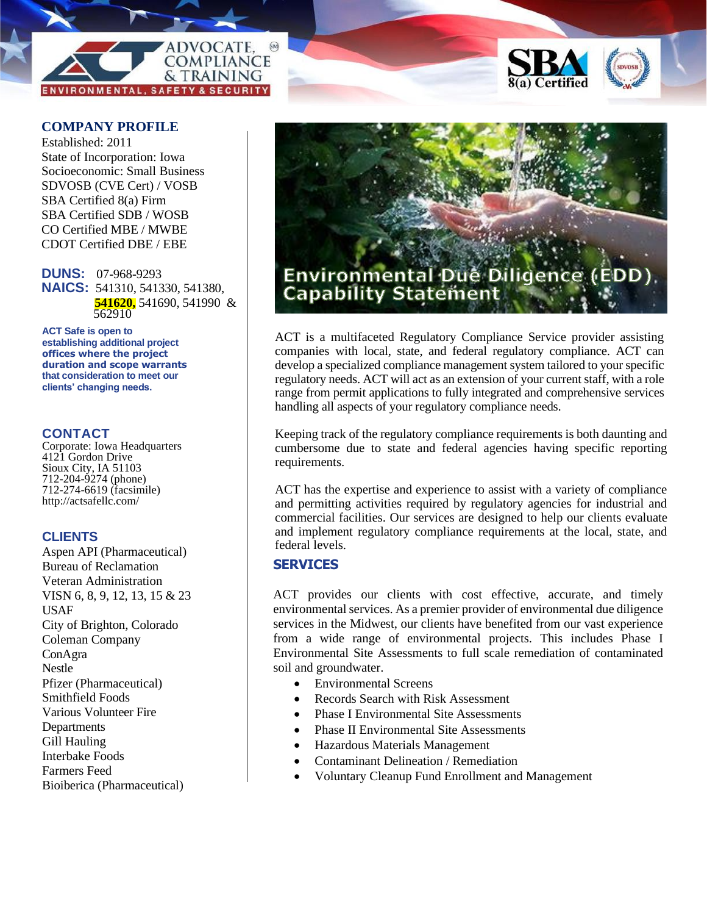ADVOCATE, COMPLIANCE & TRAINING (SM)

ENVIRONMENTAL, SAFETY & SECURITY

SBA 8(a) Certified

SDVOSB

## COMPANY PROFILE

Established: 2011
State of Incorporation: Iowa
Socioeconomic: Small Business
SDVOSB (CVE Cert) / VOSB
SBA Certified 8(a) Firm
SBA Certified SDB / WOSB
CO Certified MBE / MWBE
CDOT Certified DBE / EBE

**DUNS:** 07-968-9293
**NAICS:** 541310, 541330, 541380, **541620,** 541690, 541990 & 562910

**ACT Safe is open to establishing additional project offices where the project duration and scope warrants that consideration to meet our clients' changing needs.**

## CONTACT

Corporate: Iowa Headquarters
4121 Gordon Drive
Sioux City, IA 51103
712-204-9274 (phone)
712-274-6619 (facsimile)
http://actsafellc.com/

## CLIENTS

Aspen API (Pharmaceutical)
Bureau of Reclamation
Veteran Administration
VISN 6, 8, 9, 12, 13, 15 & 23
USAF
City of Brighton, Colorado
Coleman Company
ConAgra
Nestle
Pfizer (Pharmaceutical)
Smithfield Foods
Various Volunteer Fire Departments
Gill Hauling
Interbake Foods
Farmers Feed
Bioiberica (Pharmaceutical)

# Environmental Due Diligence (EDD) Capability Statement

ACT is a multifaceted Regulatory Compliance Service provider assisting companies with local, state, and federal regulatory compliance. ACT can develop a specialized compliance management system tailored to your specific regulatory needs. ACT will act as an extension of your current staff, with a role range from permit applications to fully integrated and comprehensive services handling all aspects of your regulatory compliance needs.

Keeping track of the regulatory compliance requirements is both daunting and cumbersome due to state and federal agencies having specific reporting requirements.

ACT has the expertise and experience to assist with a variety of compliance and permitting activities required by regulatory agencies for industrial and commercial facilities. Our services are designed to help our clients evaluate and implement regulatory compliance requirements at the local, state, and federal levels.

## SERVICES

ACT provides our clients with cost effective, accurate, and timely environmental services. As a premier provider of environmental due diligence services in the Midwest, our clients have benefited from our vast experience from a wide range of environmental projects. This includes Phase I Environmental Site Assessments to full scale remediation of contaminated soil and groundwater.

- Environmental Screens
- Records Search with Risk Assessment
- Phase I Environmental Site Assessments
- Phase II Environmental Site Assessments
- Hazardous Materials Management
- Contaminant Delineation / Remediation
- Voluntary Cleanup Fund Enrollment and Management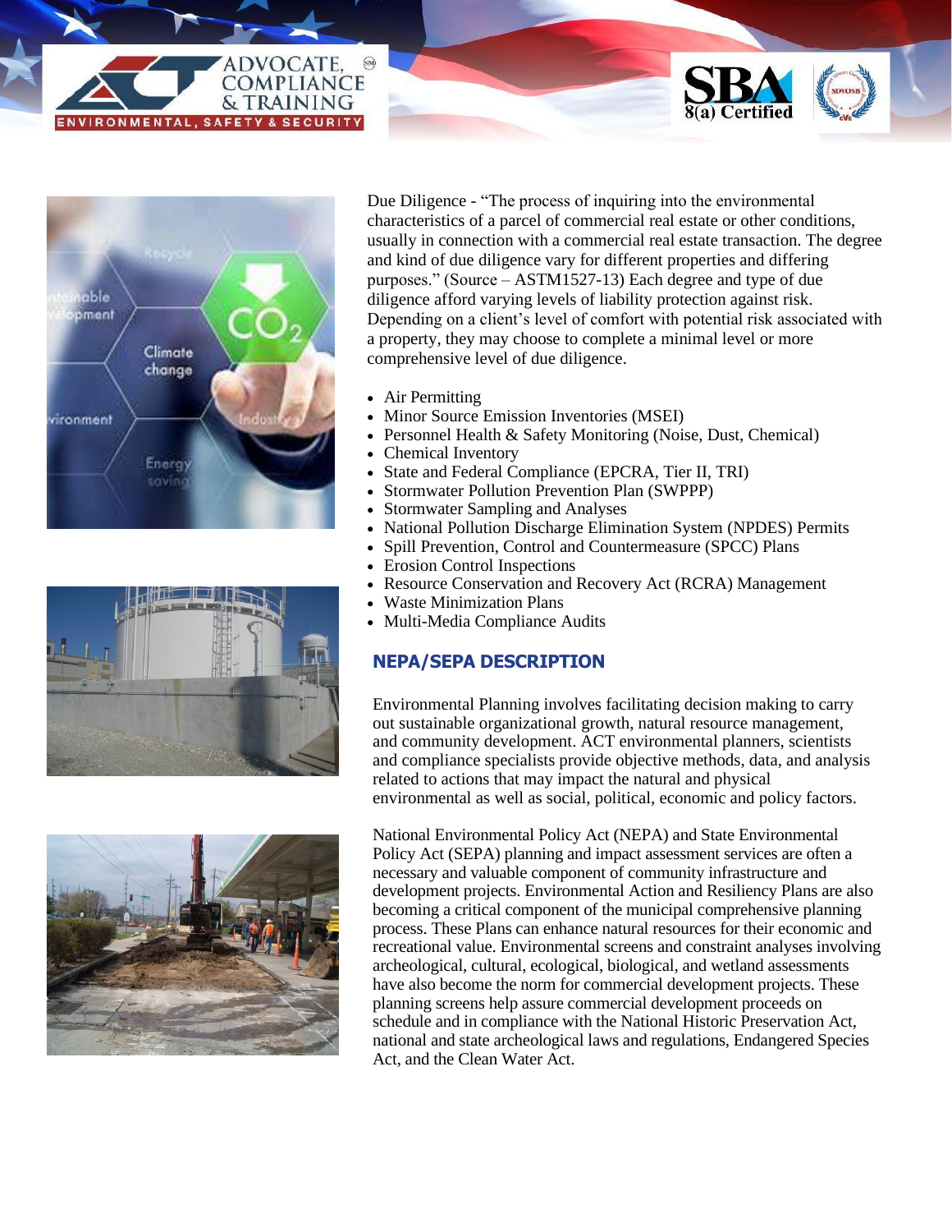Due Diligence - “The process of inquiring into the environmental characteristics of a parcel of commercial real estate or other conditions, usually in connection with a commercial real estate transaction. The degree and kind of due diligence vary for different properties and differing purposes.” (Source – ASTM1527-13) Each degree and type of due diligence afford varying levels of liability protection against risk. Depending on a client’s level of comfort with potential risk associated with a property, they may choose to complete a minimal level or more comprehensive level of due diligence.

- Air Permitting
- Minor Source Emission Inventories (MSEI)
- Personnel Health & Safety Monitoring (Noise, Dust, Chemical)
- Chemical Inventory
- State and Federal Compliance (EPCRA, Tier II, TRI)
- Stormwater Pollution Prevention Plan (SWPPP)
- Stormwater Sampling and Analyses
- National Pollution Discharge Elimination System (NPDES) Permits
- Spill Prevention, Control and Countermeasure (SPCC) Plans
- Erosion Control Inspections
- Resource Conservation and Recovery Act (RCRA) Management
- Waste Minimization Plans
- Multi-Media Compliance Audits

## NEPA/SEPA DESCRIPTION

Environmental Planning involves facilitating decision making to carry out sustainable organizational growth, natural resource management, and community development. ACT environmental planners, scientists and compliance specialists provide objective methods, data, and analysis related to actions that may impact the natural and physical environmental as well as social, political, economic and policy factors.

National Environmental Policy Act (NEPA) and State Environmental Policy Act (SEPA) planning and impact assessment services are often a necessary and valuable component of community infrastructure and development projects. Environmental Action and Resiliency Plans are also becoming a critical component of the municipal comprehensive planning process. These Plans can enhance natural resources for their economic and recreational value. Environmental screens and constraint analyses involving archeological, cultural, ecological, biological, and wetland assessments have also become the norm for commercial development projects. These planning screens help assure commercial development proceeds on schedule and in compliance with the National Historic Preservation Act, national and state archeological laws and regulations, Endangered Species Act, and the Clean Water Act.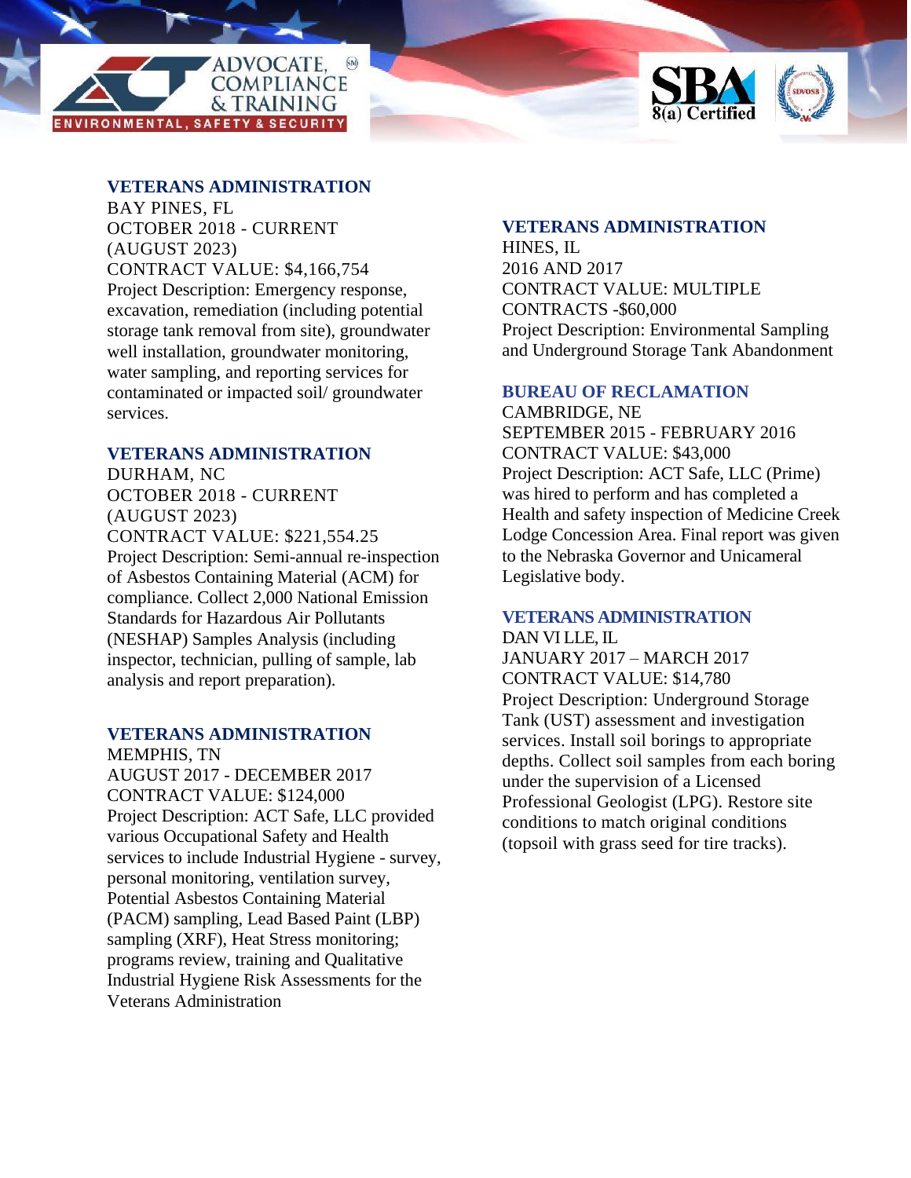ADVOCATE, COMPLIANCE & TRAINING
ENVIRONMENTAL, SAFETY & SECURITY

SBA 8(a) Certified

SDVOSB

### VETERANS ADMINISTRATION

BAY PINES, FL
OCTOBER 2018 - CURRENT (AUGUST 2023)
CONTRACT VALUE: $4,166,754
Project Description: Emergency response, excavation, remediation (including potential storage tank removal from site), groundwater well installation, groundwater monitoring, water sampling, and reporting services for contaminated or impacted soil/ groundwater services.

### VETERANS ADMINISTRATION

DURHAM, NC
OCTOBER 2018 - CURRENT (AUGUST 2023)
CONTRACT VALUE: $221,554.25
Project Description: Semi-annual re-inspection of Asbestos Containing Material (ACM) for compliance. Collect 2,000 National Emission Standards for Hazardous Air Pollutants (NESHAP) Samples Analysis (including inspector, technician, pulling of sample, lab analysis and report preparation).

### VETERANS ADMINISTRATION

MEMPHIS, TN
AUGUST 2017 - DECEMBER 2017
CONTRACT VALUE: $124,000
Project Description: ACT Safe, LLC provided various Occupational Safety and Health services to include Industrial Hygiene - survey, personal monitoring, ventilation survey, Potential Asbestos Containing Material (PACM) sampling, Lead Based Paint (LBP) sampling (XRF), Heat Stress monitoring; programs review, training and Qualitative Industrial Hygiene Risk Assessments for the Veterans Administration

### VETERANS ADMINISTRATION

HINES, IL
2016 AND 2017
CONTRACT VALUE: MULTIPLE CONTRACTS -$60,000
Project Description: Environmental Sampling and Underground Storage Tank Abandonment

### BUREAU OF RECLAMATION

CAMBRIDGE, NE
SEPTEMBER 2015 - FEBRUARY 2016
CONTRACT VALUE: $43,000
Project Description: ACT Safe, LLC (Prime) was hired to perform and has completed a Health and safety inspection of Medicine Creek Lodge Concession Area. Final report was given to the Nebraska Governor and Unicameral Legislative body.

### VETERANS ADMINISTRATION

DAN VI LLE, IL
JANUARY 2017 – MARCH 2017
CONTRACT VALUE: $14,780
Project Description: Underground Storage Tank (UST) assessment and investigation services. Install soil borings to appropriate depths. Collect soil samples from each boring under the supervision of a Licensed Professional Geologist (LPG). Restore site conditions to match original conditions (topsoil with grass seed for tire tracks).